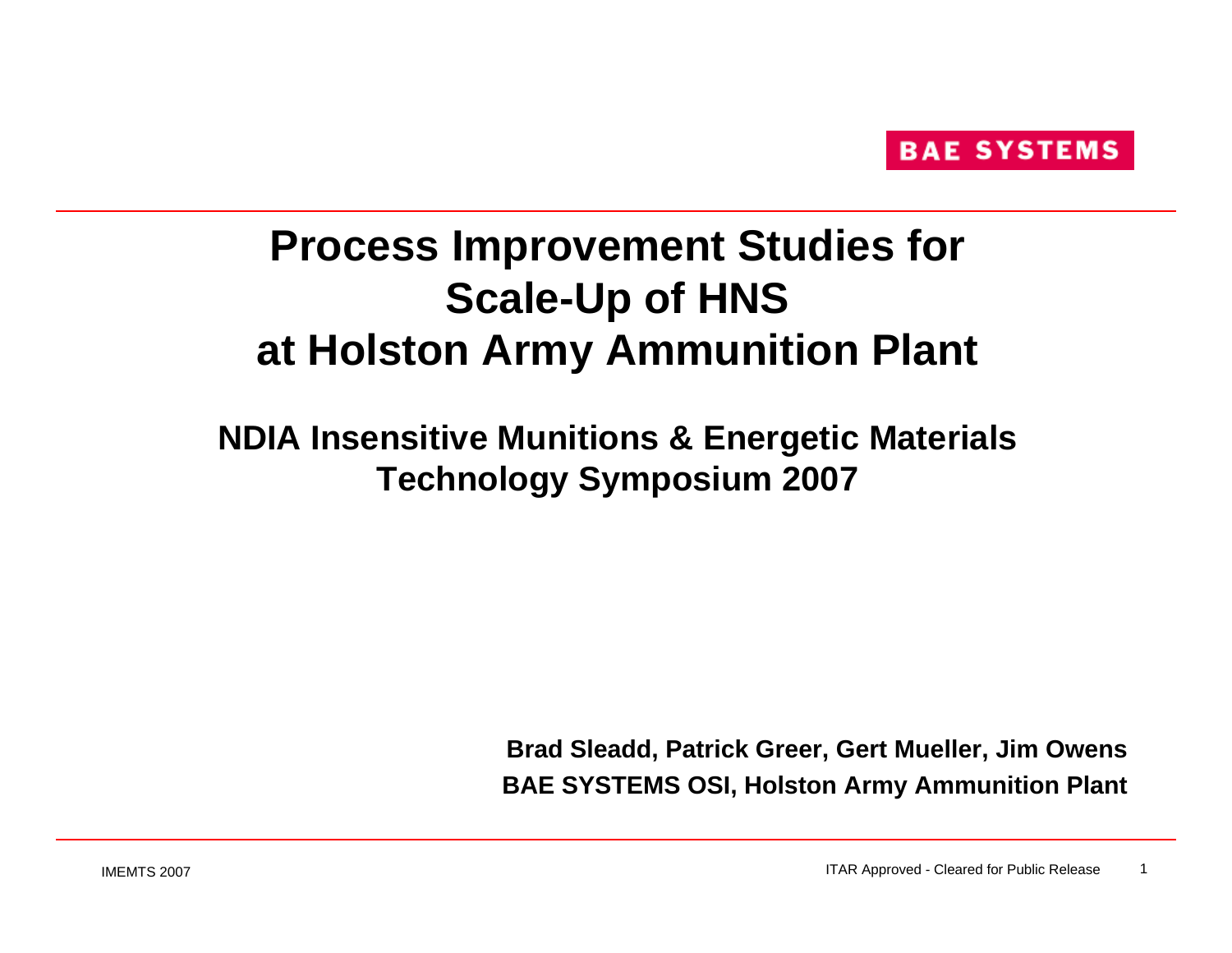BAE SYSTEMS

# Process Improvement Studies for Scale-Up of HNS at Holston Army Ammunition Plant

## NDIA Insensitive Munitions & Energetic Materials Technology Symposium 2007

**Brad Sleadd, Patrick Greer, Gert Mueller, Jim Owens**
**BAE SYSTEMS OSI, Holston Army Ammunition Plant**

ITAR Approved - Cleared for Public Release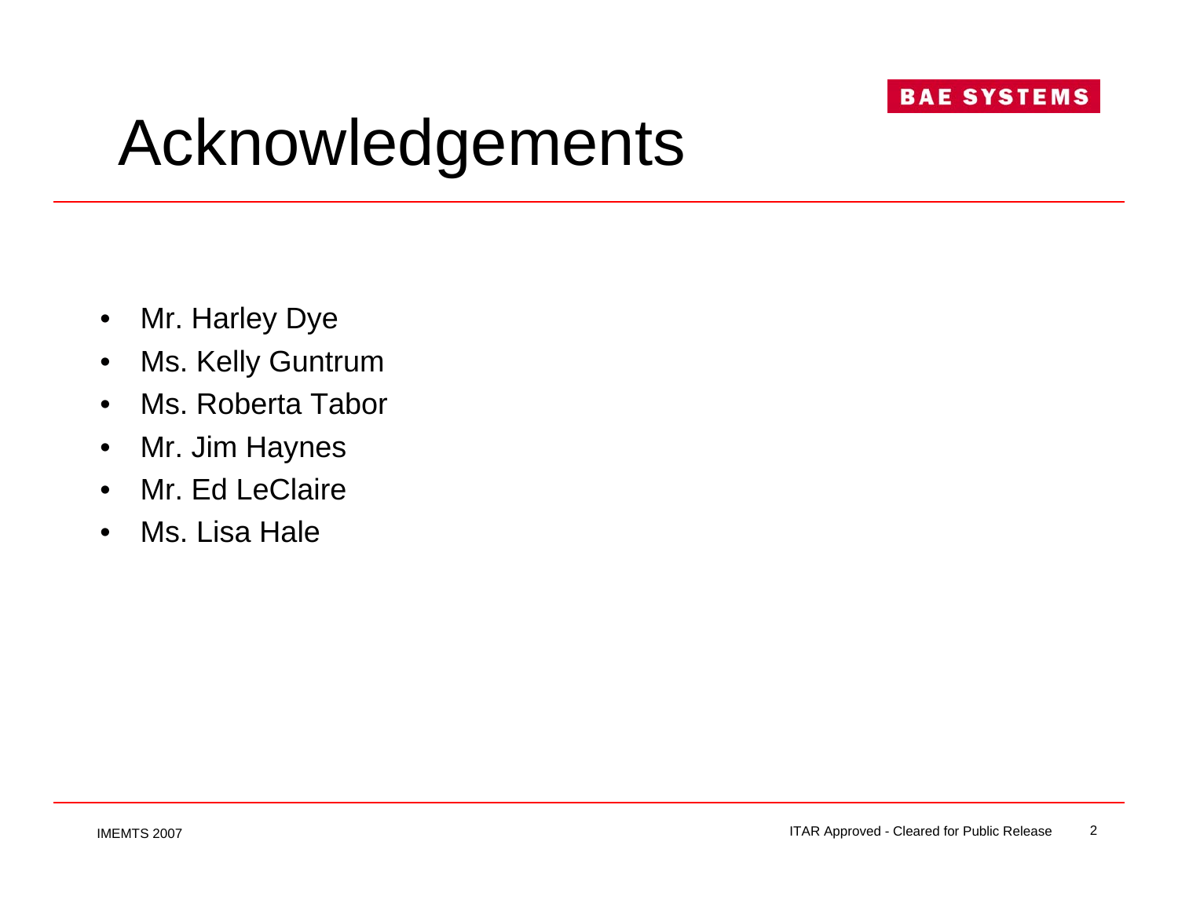# Acknowledgements

- Mr. Harley Dye
- Ms. Kelly Guntrum
- Ms. Roberta Tabor
- Mr. Jim Haynes
- Mr. Ed LeClaire
- Ms. Lisa Hale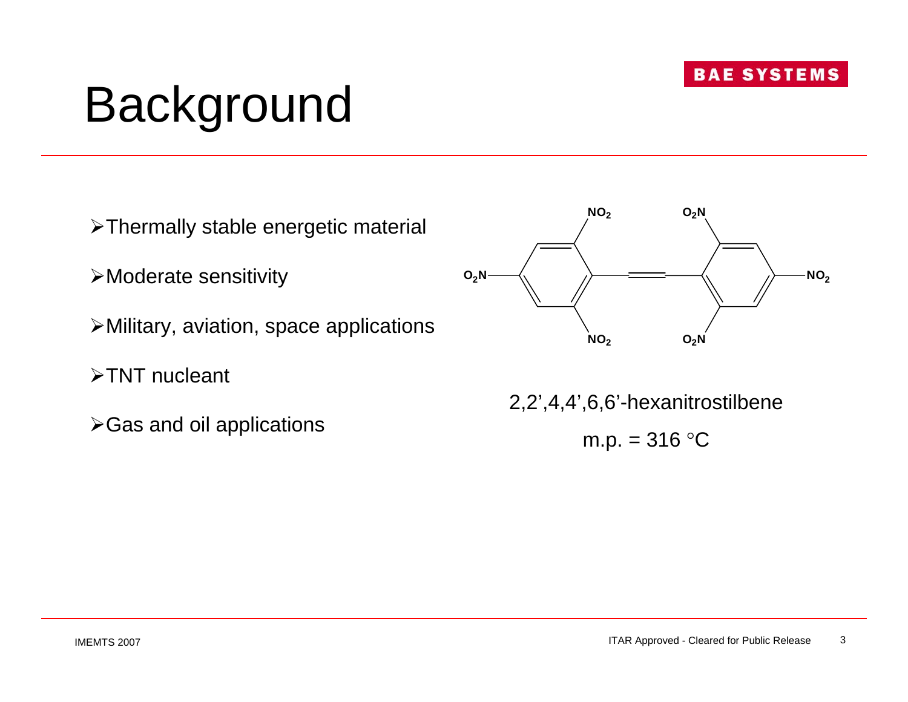# Background

- Thermally stable energetic material
- Moderate sensitivity
- Military, aviation, space applications
- TNT nucleant
- Gas and oil applications

2,2',4,4',6,6'-hexanitrostilbene

m.p. = 316 °C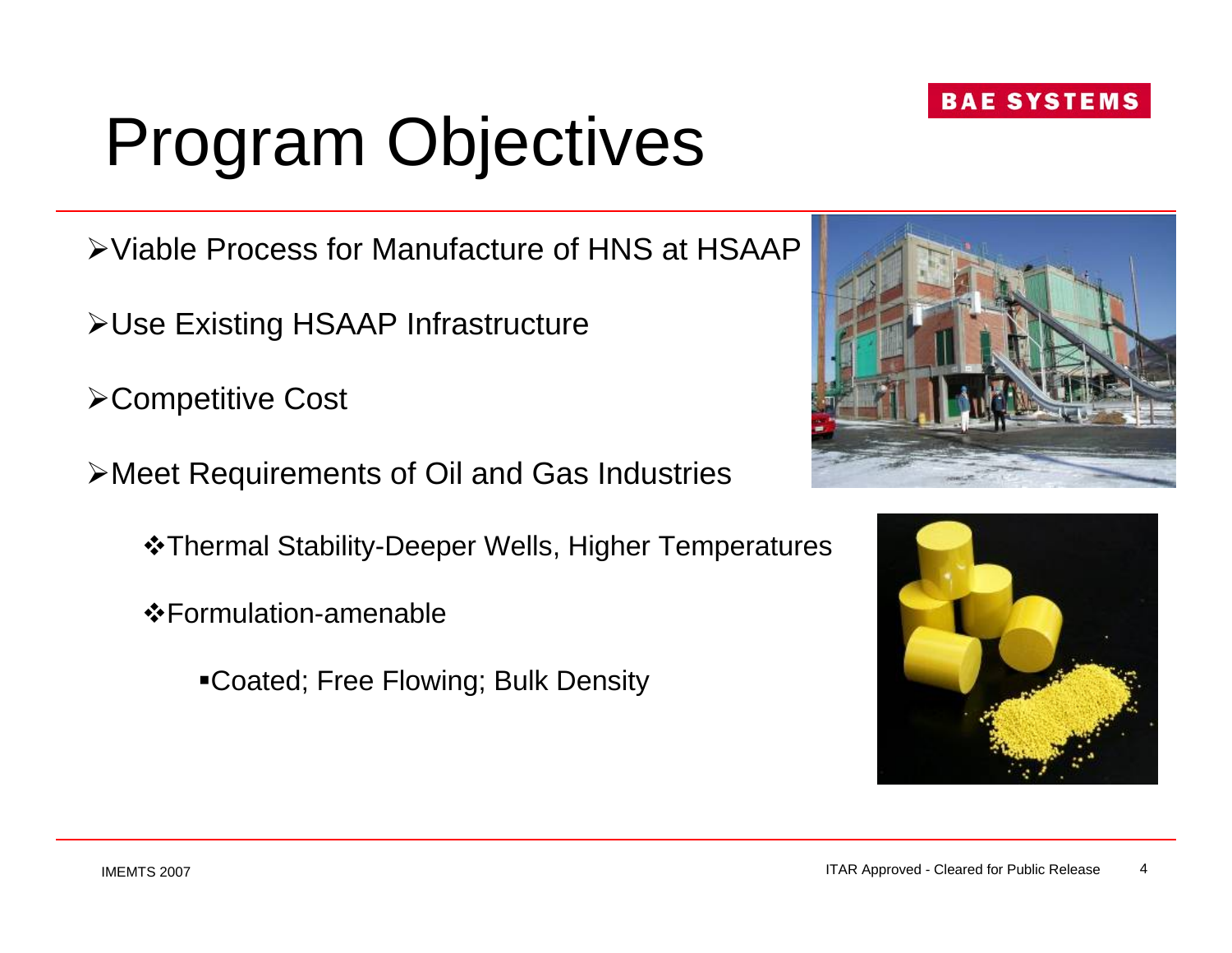# Program Objectives

- Viable Process for Manufacture of HNS at HSAAP
- Use Existing HSAAP Infrastructure
- Competitive Cost
- Meet Requirements of Oil and Gas Industries
  - Thermal Stability-Deeper Wells, Higher Temperatures
  - Formulation-amenable
    - Coated; Free Flowing; Bulk Density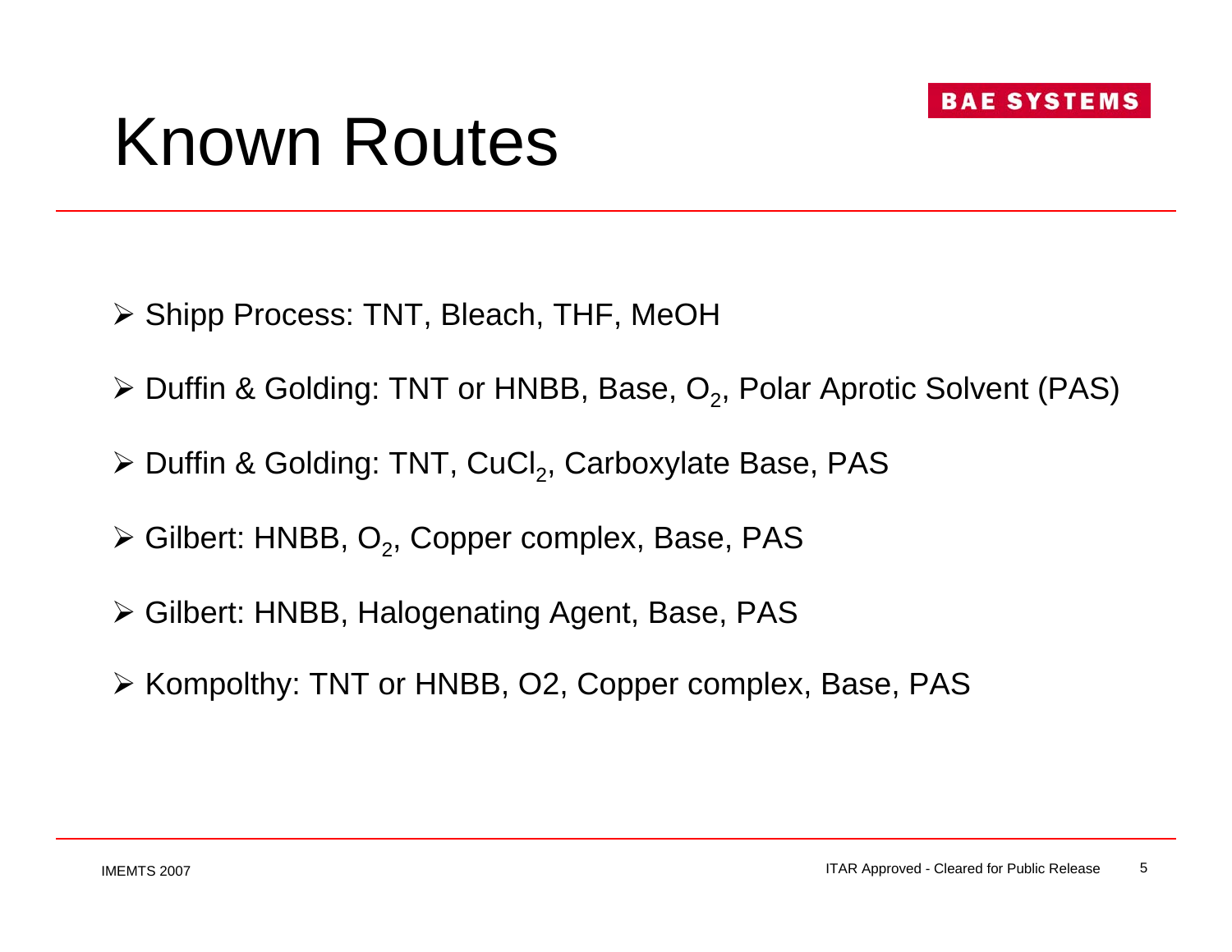# Known Routes

- Shipp Process: TNT, Bleach, THF, MeOH
- Duffin & Golding: TNT or HNBB, Base, $O_2$, Polar Aprotic Solvent (PAS)
- Duffin & Golding: TNT, $CuCl_2$, Carboxylate Base, PAS
- Gilbert: HNBB, $O_2$, Copper complex, Base, PAS
- Gilbert: HNBB, Halogenating Agent, Base, PAS
- Kompolthy: TNT or HNBB, O2, Copper complex, Base, PAS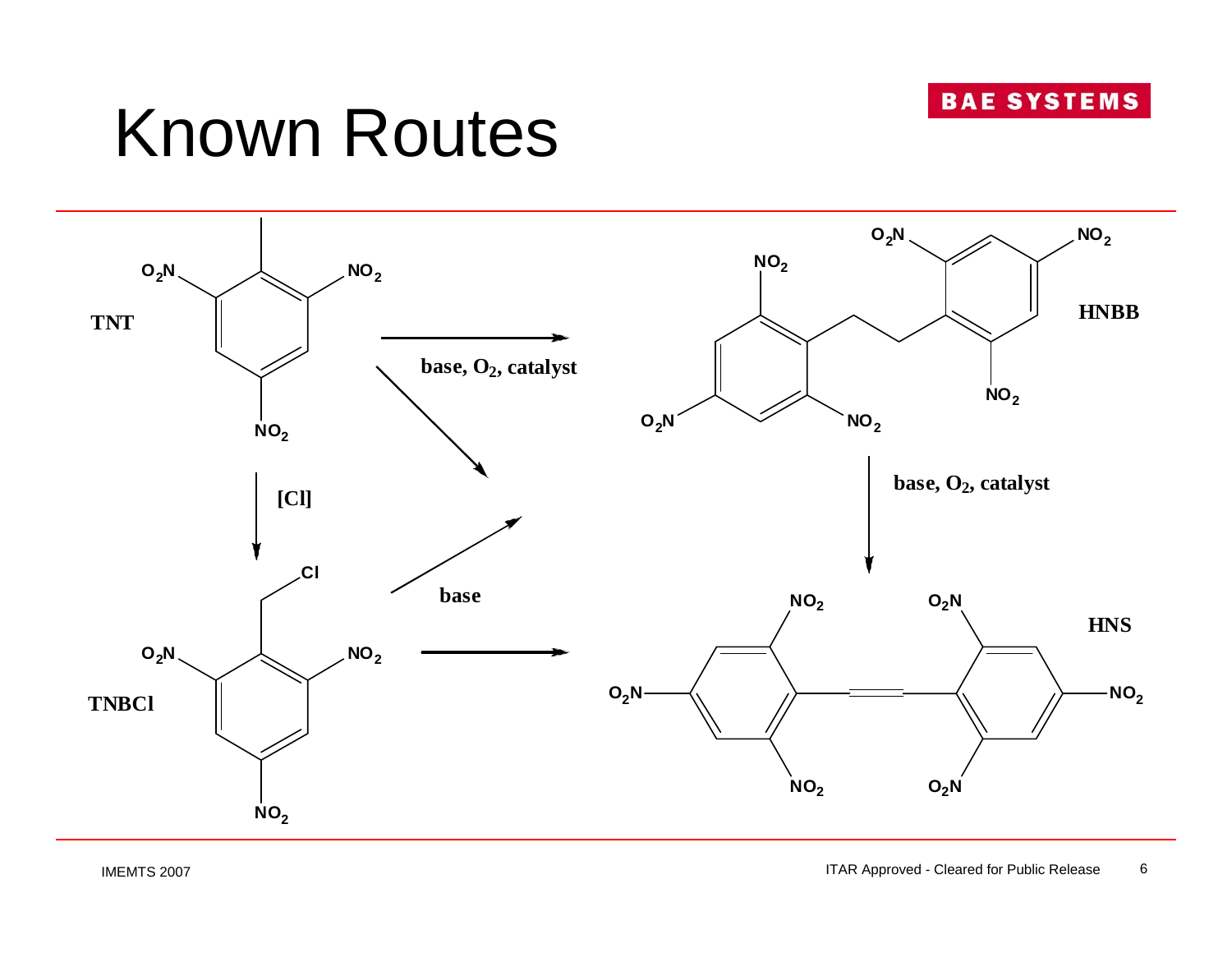# Known Routes

TNT

TNBCl

HNBB

HNS

[Cl]

base, $O_2$, catalyst

base

base, $O_2$, catalyst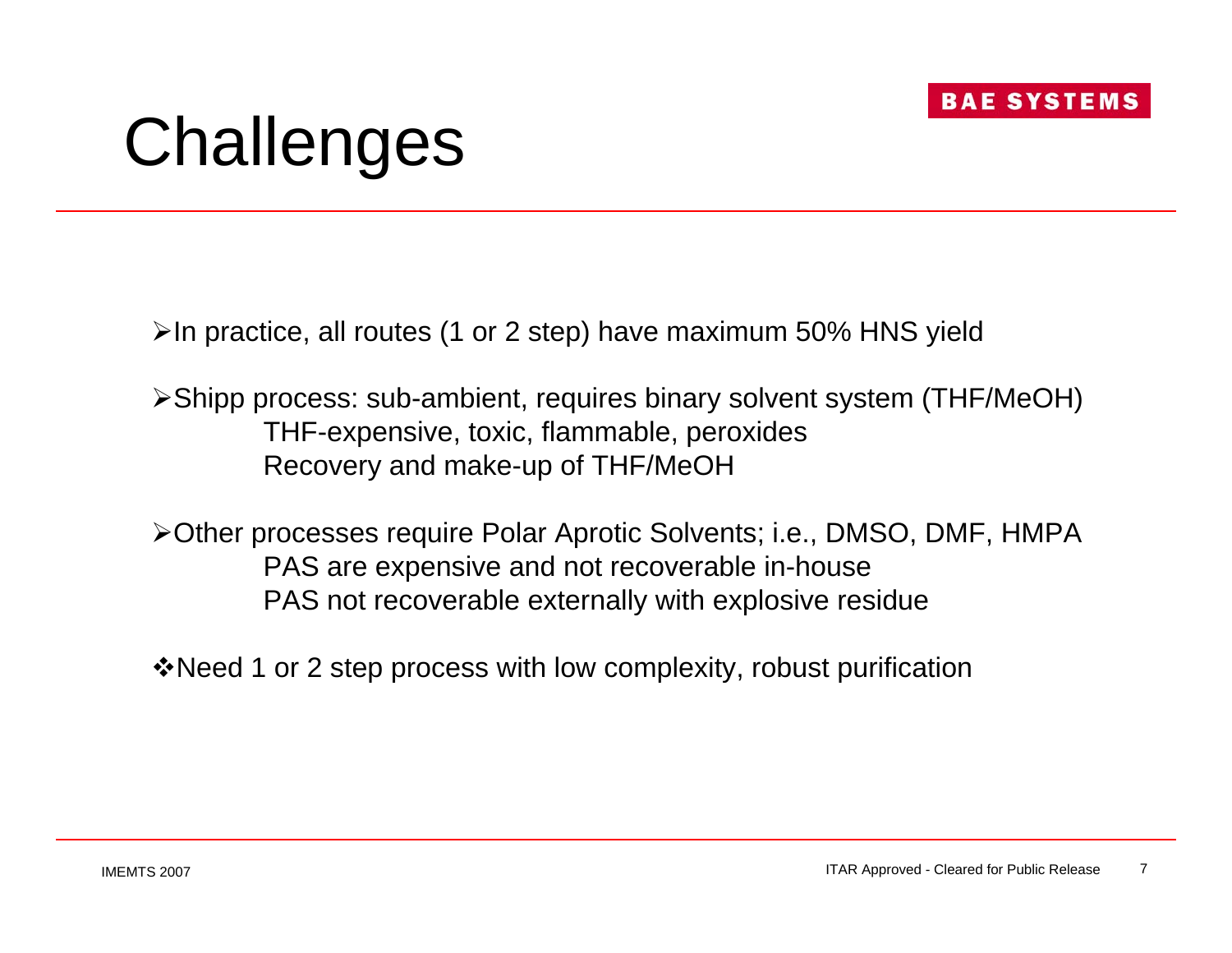# Challenges

- In practice, all routes (1 or 2 step) have maximum 50% HNS yield
- Shipp process: sub-ambient, requires binary solvent system (THF/MeOH)
  - THF-expensive, toxic, flammable, peroxides
  - Recovery and make-up of THF/MeOH
- Other processes require Polar Aprotic Solvents; i.e., DMSO, DMF, HMPA
  - PAS are expensive and not recoverable in-house
  - PAS not recoverable externally with explosive residue

❖ Need 1 or 2 step process with low complexity, robust purification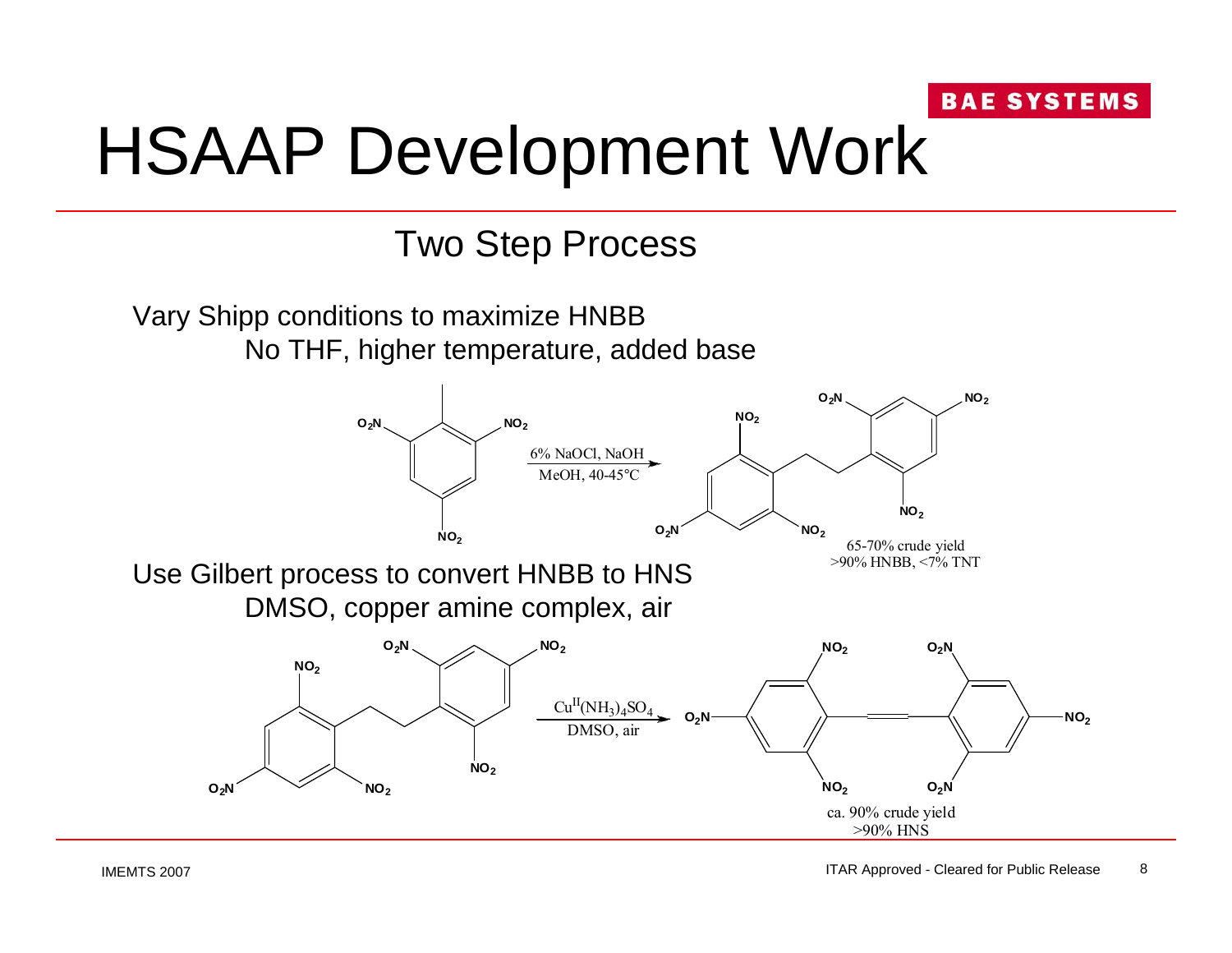# HSAAP Development Work

## Two Step Process

Vary Shipp conditions to maximize HNBB

No THF, higher temperature, added base

6% NaOCl, NaOH

MeOH, 40-45°C

65-70% crude yield

>90% HNBB, <7% TNT

Use Gilbert process to convert HNBB to HNS

DMSO, copper amine complex, air

$Cu^{II}(NH_3)_4SO_4$

DMSO, air

ca. 90% crude yield

>90% HNS

IMEMTS 2007

ITAR Approved - Cleared for Public Release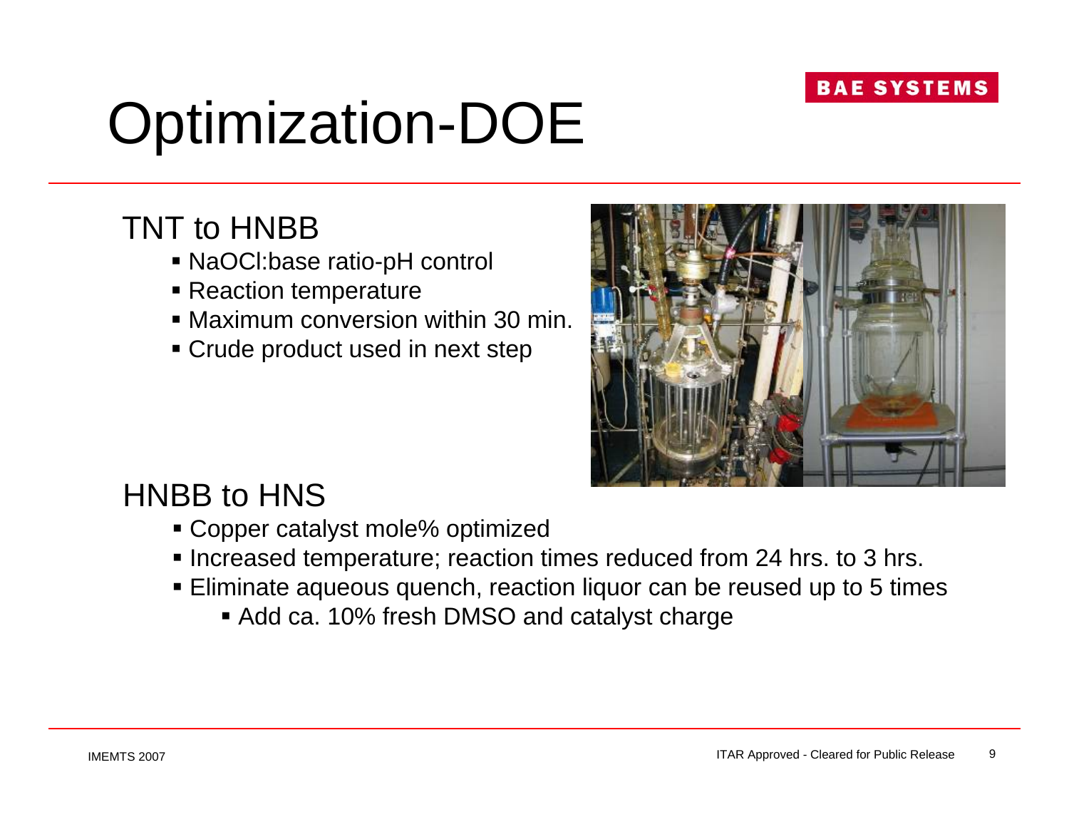# Optimization-DOE

## TNT to HNBB

- NaOCl:base ratio-pH control
- Reaction temperature
- Maximum conversion within 30 min.
- Crude product used in next step

## HNBB to HNS

- Copper catalyst mole% optimized
- Increased temperature; reaction times reduced from 24 hrs. to 3 hrs.
- Eliminate aqueous quench, reaction liquor can be reused up to 5 times
  - Add ca. 10% fresh DMSO and catalyst charge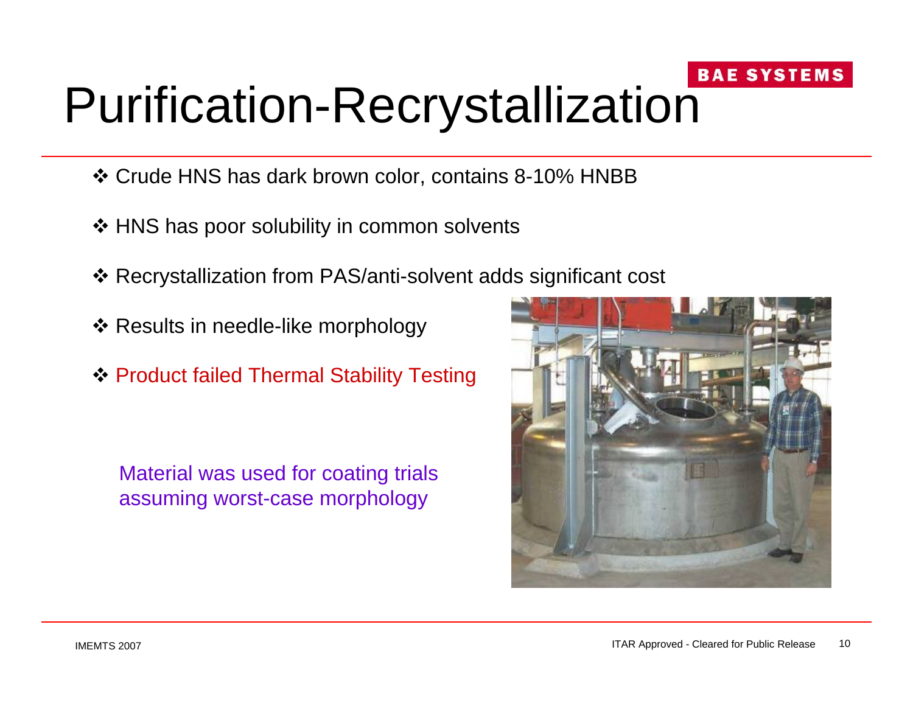# Purification-Recrystallization

- Crude HNS has dark brown color, contains 8-10% HNBB
- HNS has poor solubility in common solvents
- Recrystallization from PAS/anti-solvent adds significant cost
- Results in needle-like morphology
- Product failed Thermal Stability Testing

Material was used for coating trials assuming worst-case morphology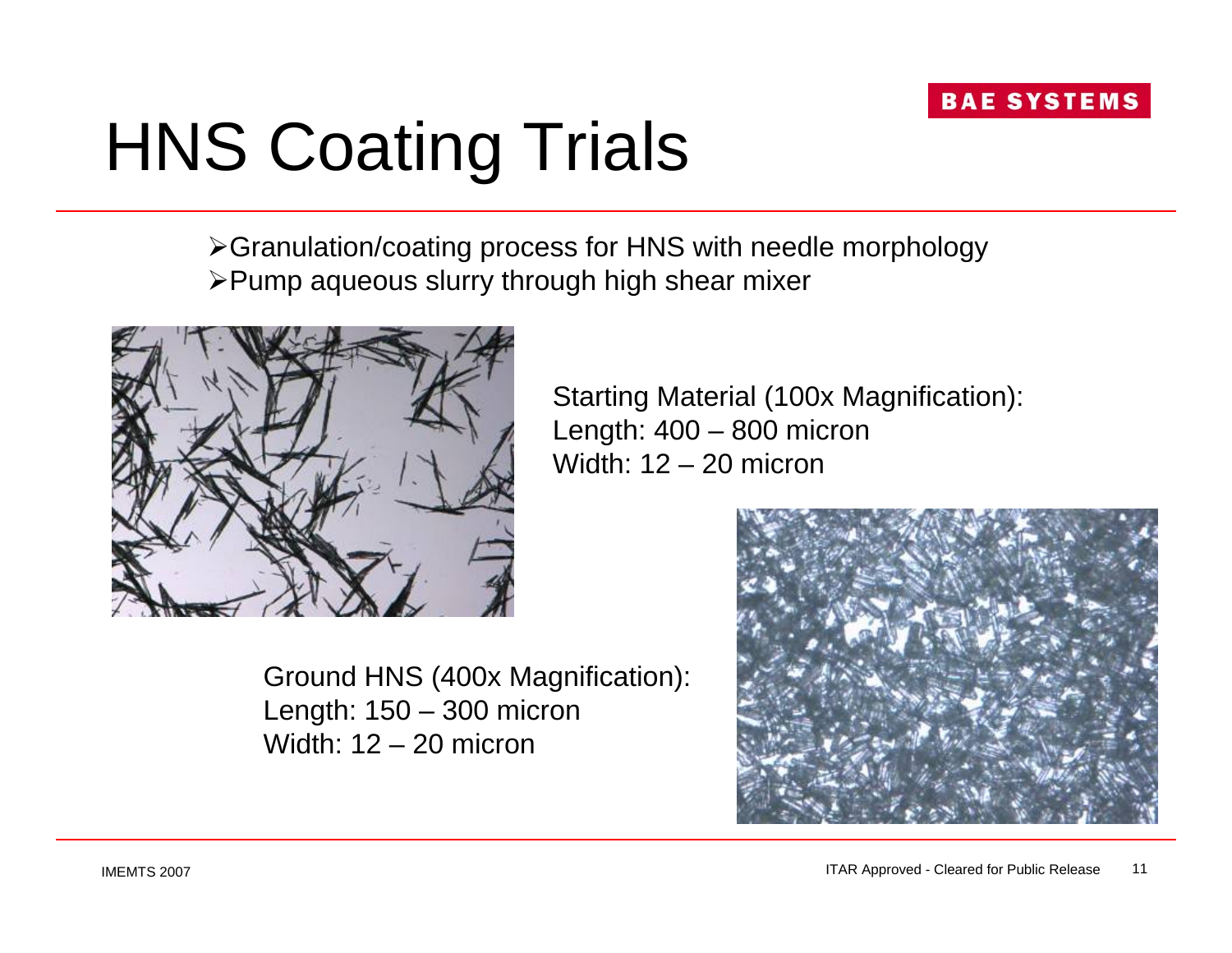# HNS Coating Trials

- Granulation/coating process for HNS with needle morphology
- Pump aqueous slurry through high shear mixer

Starting Material (100x Magnification):
Length: 400 – 800 micron
Width: 12 – 20 micron

Ground HNS (400x Magnification):
Length: 150 – 300 micron
Width: 12 – 20 micron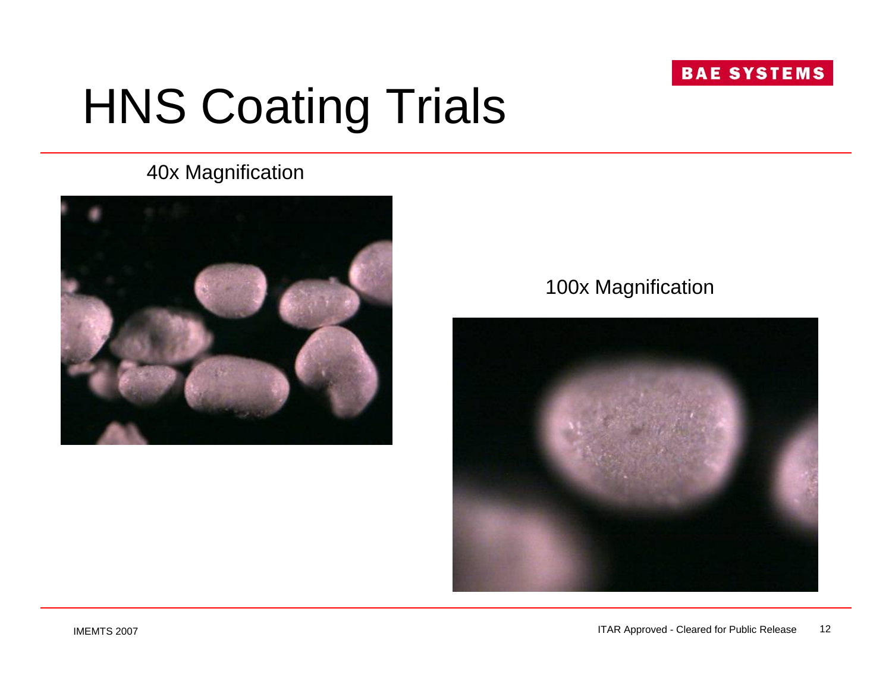# HNS Coating Trials

40x Magnification

100x Magnification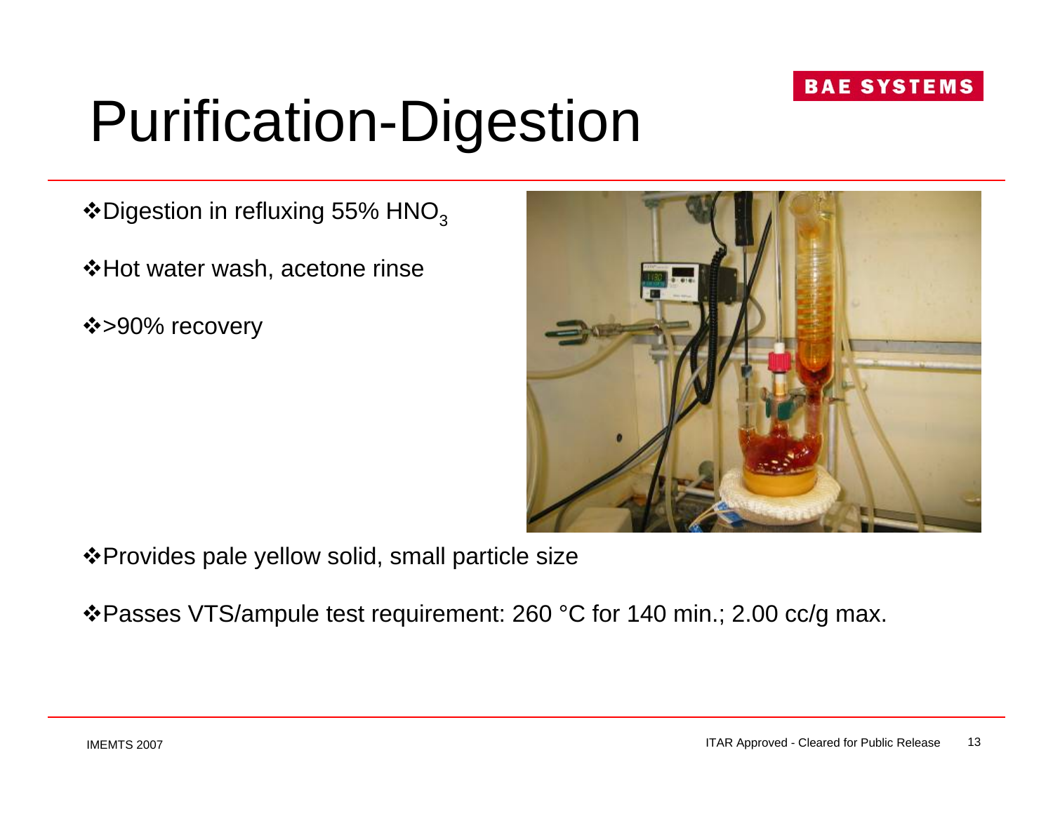# Purification-Digestion

- Digestion in refluxing 55% $HNO_3$
- Hot water wash, acetone rinse
- >90% recovery
- Provides pale yellow solid, small particle size
- Passes VTS/ampule test requirement: 260 °C for 140 min.; 2.00 cc/g max.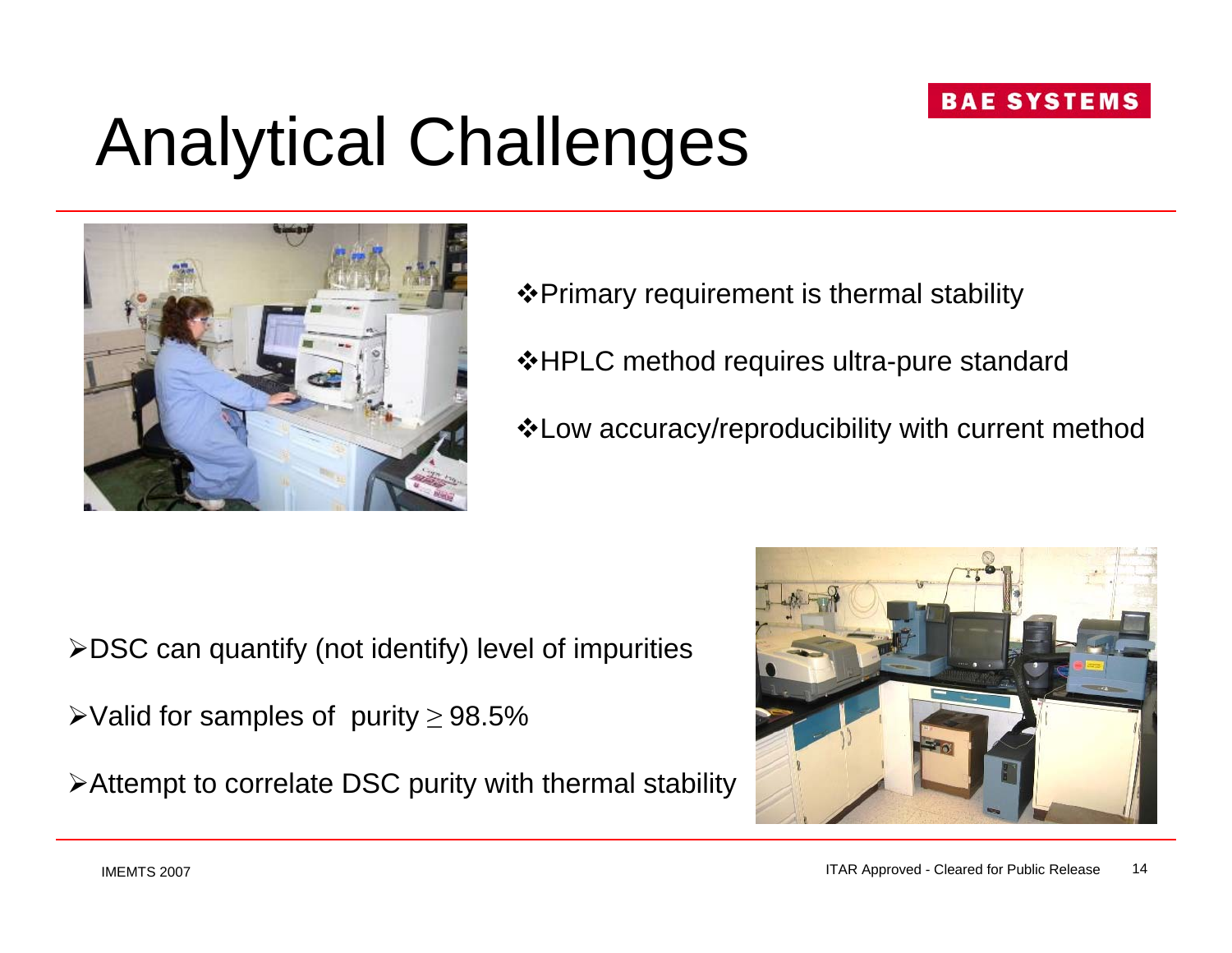# Analytical Challenges

- Primary requirement is thermal stability
- HPLC method requires ultra-pure standard
- Low accuracy/reproducibility with current method

- DSC can quantify (not identify) level of impurities
- Valid for samples of purity $\geq$ 98.5%
- Attempt to correlate DSC purity with thermal stability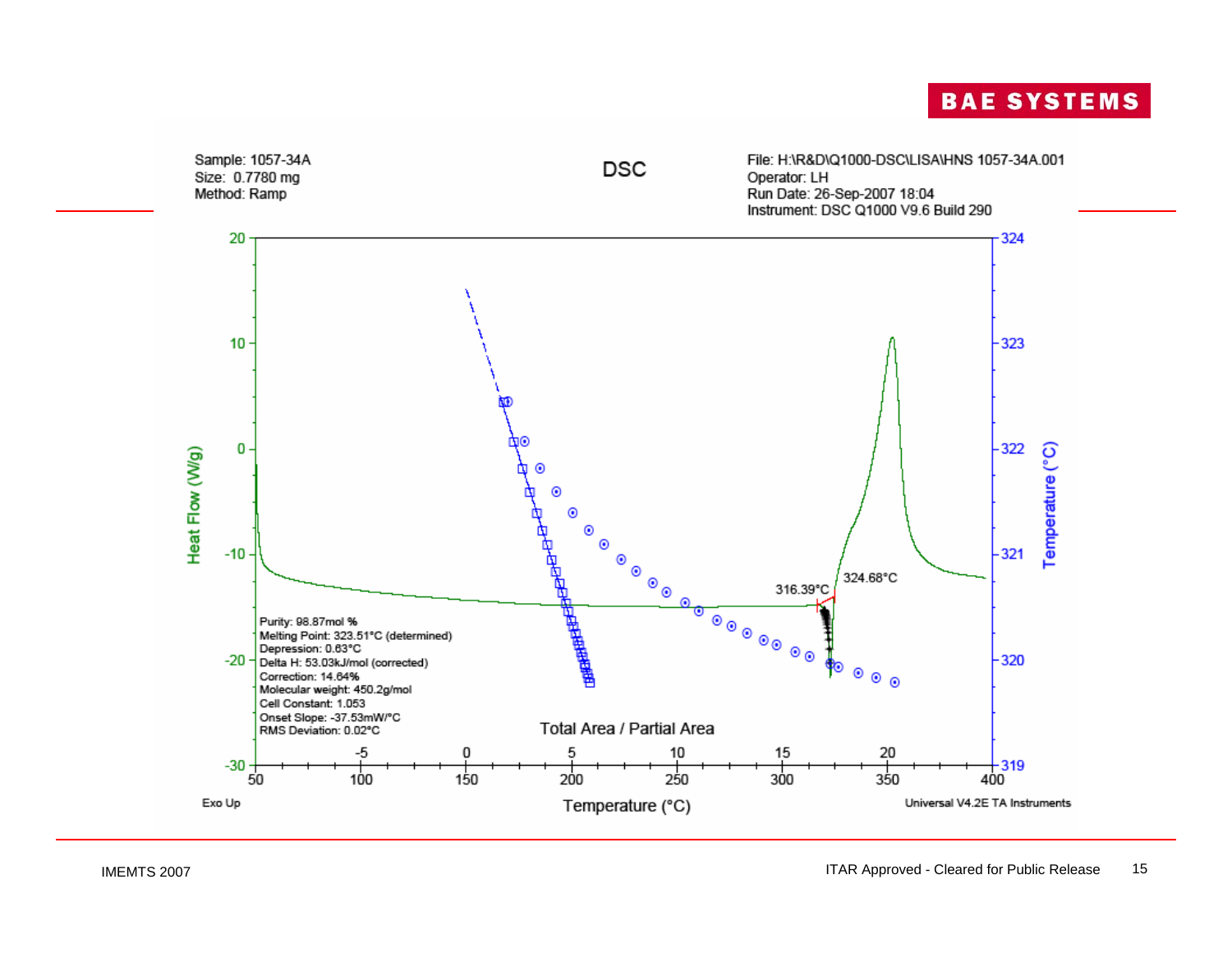**BAE SYSTEMS**

Sample: 1057-34A
Size: 0.7780 mg
Method: Ramp

**DSC**

File: H:\R&D\Q1000-DSC\LISA\HNS 1057-34A.001
Operator: LH
Run Date: 26-Sep-2007 18:04
Instrument: DSC Q1000 V9.6 Build 290

Purity: 98.87mol %
Melting Point: 323.51°C (determined)
Depression: 0.63°C
Delta H: 53.03kJ/mol (corrected)
Correction: 14.64%
Molecular weight: 450.2g/mol
Cell Constant: 1.053
Onset Slope: -37.53mW/°C
RMS Deviation: 0.02°C

316.39°C
324.68°C

Heat Flow (W/g)
Temperature (°C)
Total Area / Partial Area
Temperature (°C)

Exo Up

Universal V4.2E TA Instruments

IMEMTS 2007

ITAR Approved - Cleared for Public Release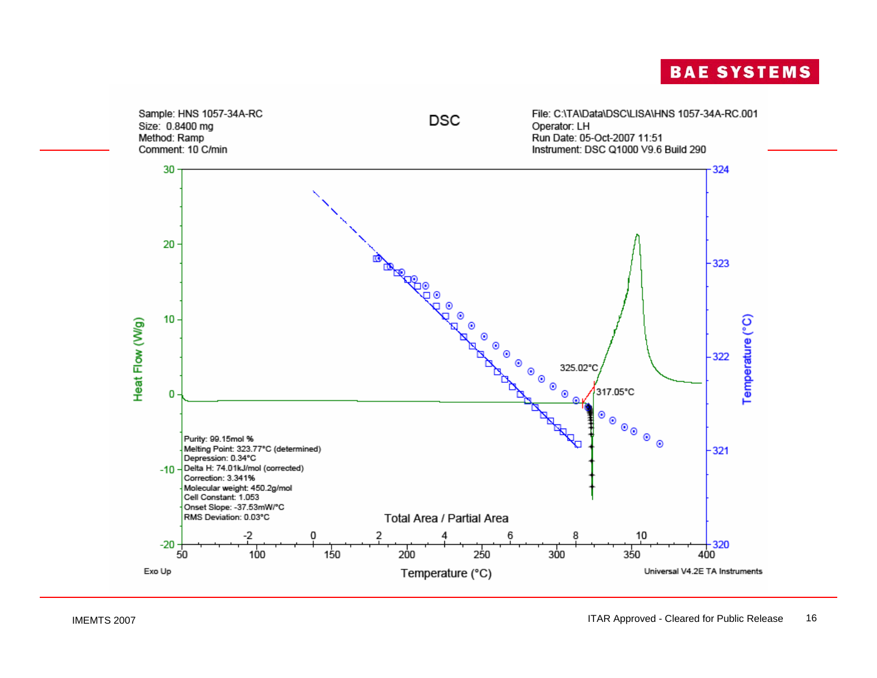**DSC**

Sample: HNS 1057-34A-RC
Size: 0.8400 mg
Method: Ramp
Comment: 10 C/min

File: C:\TA\Data\DSC\LISA\HNS 1057-34A-RC.001
Operator: LH
Run Date: 05-Oct-2007 11:51
Instrument: DSC Q1000 V9.6 Build 290

Purity: 99.15mol %
Melting Point: 323.77°C (determined)
Depression: 0.34°C
Delta H: 74.01kJ/mol (corrected)
Correction: 3.341%
Molecular weight: 450.2g/mol
Cell Constant: 1.053
Onset Slope: -37.53mW/°C
RMS Deviation: 0.03°C

325.02°C

317.05°C

Heat Flow (W/g)

Temperature (°C)

Total Area / Partial Area

Temperature (°C)

Exo Up

Universal V4.2E TA Instruments

IMEMTS 2007

ITAR Approved - Cleared for Public Release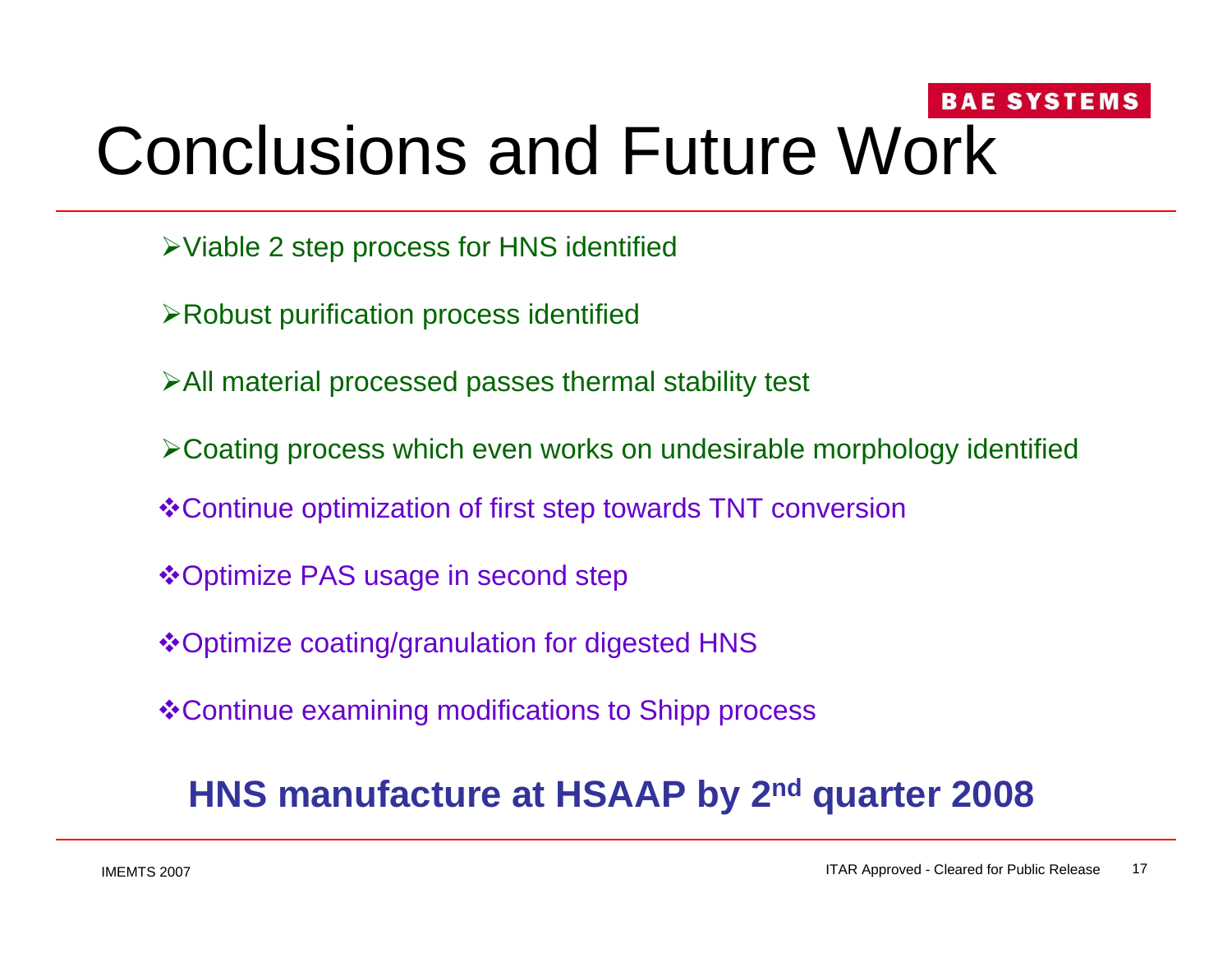# Conclusions and Future Work

- Viable 2 step process for HNS identified
- Robust purification process identified
- All material processed passes thermal stability test
- Coating process which even works on undesirable morphology identified

- Continue optimization of first step towards TNT conversion
- Optimize PAS usage in second step
- Optimize coating/granulation for digested HNS
- Continue examining modifications to Shipp process

**HNS manufacture at HSAAP by 2nd quarter 2008**

IMEMTS 2007

ITAR Approved - Cleared for Public Release